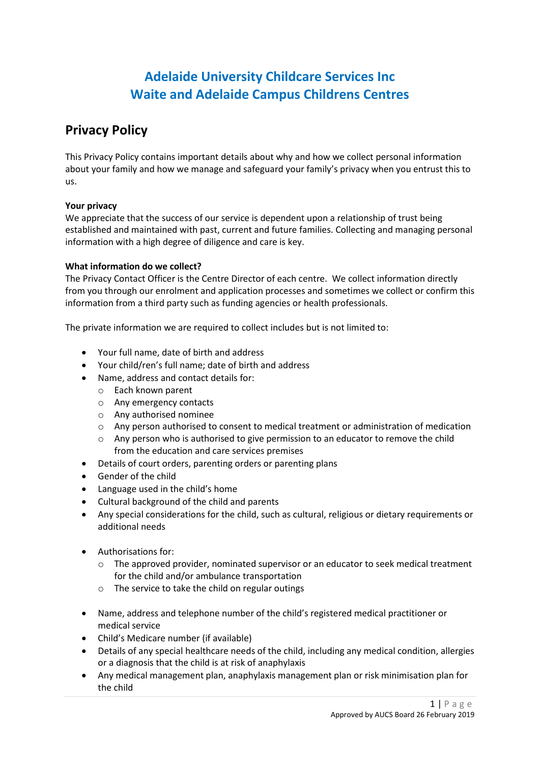# Adelaide University Childcare Services Inc
# Waite and Adelaide Campus Childrens Centres

## Privacy Policy

This Privacy Policy contains important details about why and how we collect personal information about your family and how we manage and safeguard your family's privacy when you entrust this to us.

**Your privacy**

We appreciate that the success of our service is dependent upon a relationship of trust being established and maintained with past, current and future families. Collecting and managing personal information with a high degree of diligence and care is key.

**What information do we collect?**

The Privacy Contact Officer is the Centre Director of each centre. We collect information directly from you through our enrolment and application processes and sometimes we collect or confirm this information from a third party such as funding agencies or health professionals.

The private information we are required to collect includes but is not limited to:

- Your full name, date of birth and address
- Your child/ren's full name; date of birth and address
- Name, address and contact details for:
  - Each known parent
  - Any emergency contacts
  - Any authorised nominee
  - Any person authorised to consent to medical treatment or administration of medication
  - Any person who is authorised to give permission to an educator to remove the child from the education and care services premises
- Details of court orders, parenting orders or parenting plans
- Gender of the child
- Language used in the child's home
- Cultural background of the child and parents
- Any special considerations for the child, such as cultural, religious or dietary requirements or additional needs

- Authorisations for:
  - The approved provider, nominated supervisor or an educator to seek medical treatment for the child and/or ambulance transportation
  - The service to take the child on regular outings

- Name, address and telephone number of the child's registered medical practitioner or medical service
- Child's Medicare number (if available)
- Details of any special healthcare needs of the child, including any medical condition, allergies or a diagnosis that the child is at risk of anaphylaxis
- Any medical management plan, anaphylaxis management plan or risk minimisation plan for the child

Approved by AUCS Board 26 February 2019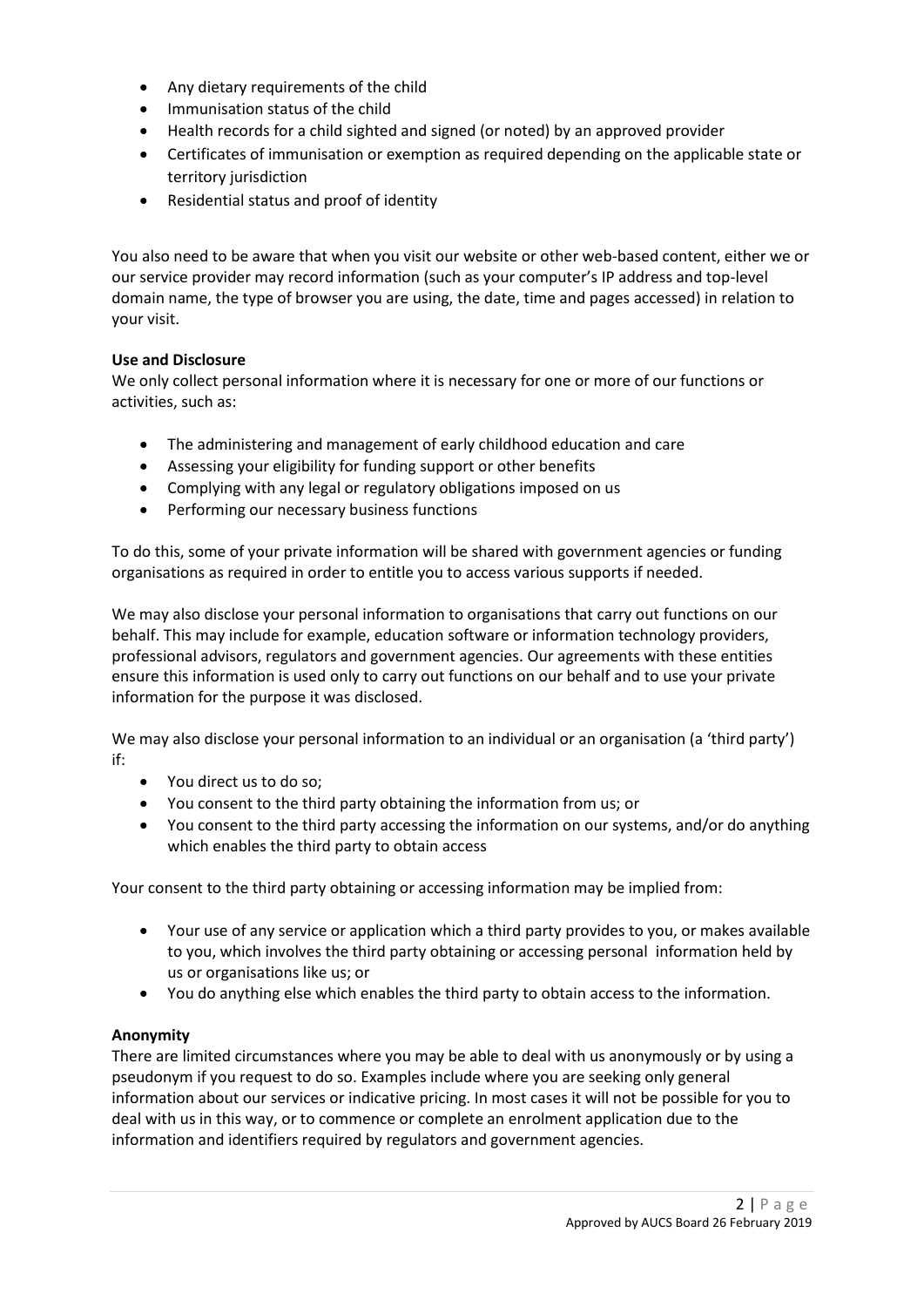- Any dietary requirements of the child
- Immunisation status of the child
- Health records for a child sighted and signed (or noted) by an approved provider
- Certificates of immunisation or exemption as required depending on the applicable state or territory jurisdiction
- Residential status and proof of identity

You also need to be aware that when you visit our website or other web-based content, either we or our service provider may record information (such as your computer's IP address and top-level domain name, the type of browser you are using, the date, time and pages accessed) in relation to your visit.

**Use and Disclosure**

We only collect personal information where it is necessary for one or more of our functions or activities, such as:

- The administering and management of early childhood education and care
- Assessing your eligibility for funding support or other benefits
- Complying with any legal or regulatory obligations imposed on us
- Performing our necessary business functions

To do this, some of your private information will be shared with government agencies or funding organisations as required in order to entitle you to access various supports if needed.

We may also disclose your personal information to organisations that carry out functions on our behalf. This may include for example, education software or information technology providers, professional advisors, regulators and government agencies. Our agreements with these entities ensure this information is used only to carry out functions on our behalf and to use your private information for the purpose it was disclosed.

We may also disclose your personal information to an individual or an organisation (a 'third party') if:

- You direct us to do so;
- You consent to the third party obtaining the information from us; or
- You consent to the third party accessing the information on our systems, and/or do anything which enables the third party to obtain access

Your consent to the third party obtaining or accessing information may be implied from:

- Your use of any service or application which a third party provides to you, or makes available to you, which involves the third party obtaining or accessing personal information held by us or organisations like us; or
- You do anything else which enables the third party to obtain access to the information.

**Anonymity**

There are limited circumstances where you may be able to deal with us anonymously or by using a pseudonym if you request to do so. Examples include where you are seeking only general information about our services or indicative pricing. In most cases it will not be possible for you to deal with us in this way, or to commence or complete an enrolment application due to the information and identifiers required by regulators and government agencies.

Approved by AUCS Board 26 February 2019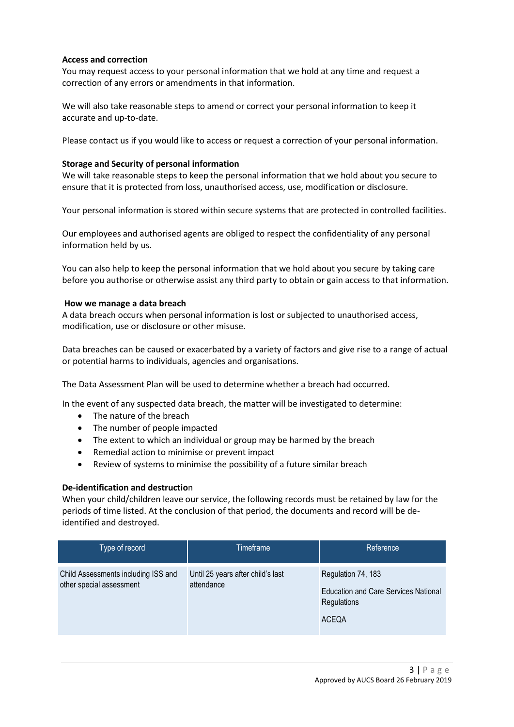**Access and correction**

You may request access to your personal information that we hold at any time and request a correction of any errors or amendments in that information.

We will also take reasonable steps to amend or correct your personal information to keep it accurate and up-to-date.

Please contact us if you would like to access or request a correction of your personal information.

**Storage and Security of personal information**

We will take reasonable steps to keep the personal information that we hold about you secure to ensure that it is protected from loss, unauthorised access, use, modification or disclosure.

Your personal information is stored within secure systems that are protected in controlled facilities.

Our employees and authorised agents are obliged to respect the confidentiality of any personal information held by us.

You can also help to keep the personal information that we hold about you secure by taking care before you authorise or otherwise assist any third party to obtain or gain access to that information.

**How we manage a data breach**

A data breach occurs when personal information is lost or subjected to unauthorised access, modification, use or disclosure or other misuse.

Data breaches can be caused or exacerbated by a variety of factors and give rise to a range of actual or potential harms to individuals, agencies and organisations.

The Data Assessment Plan will be used to determine whether a breach had occurred.

In the event of any suspected data breach, the matter will be investigated to determine:

- The nature of the breach
- The number of people impacted
- The extent to which an individual or group may be harmed by the breach
- Remedial action to minimise or prevent impact
- Review of systems to minimise the possibility of a future similar breach

**De-identification and destruction**

When your child/children leave our service, the following records must be retained by law for the periods of time listed. At the conclusion of that period, the documents and record will be de-identified and destroyed.

| Type of record | Timeframe | Reference |
| --- | --- | --- |
| Child Assessments including ISS and other special assessment | Until 25 years after child's last attendance | Regulation 74, 183<br>Education and Care Services National Regulations<br>ACEQA |

Approved by AUCS Board 26 February 2019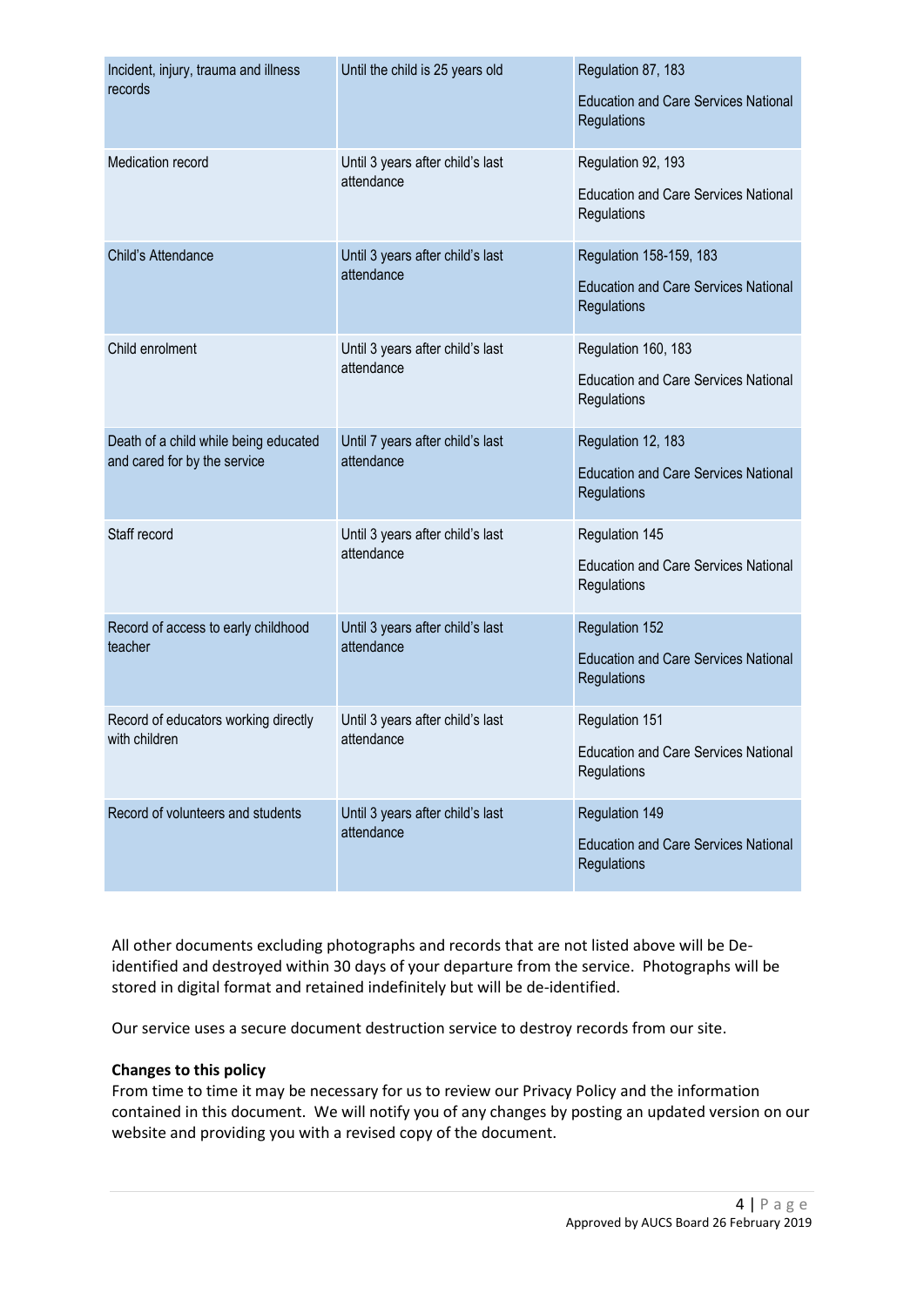| Incident, injury, trauma and illness records | Until the child is 25 years old | Regulation 87, 183<br>Education and Care Services National Regulations |
|---|---|---|
| Medication record | Until 3 years after child's last attendance | Regulation 92, 193<br>Education and Care Services National Regulations |
| Child's Attendance | Until 3 years after child's last attendance | Regulation 158-159, 183<br>Education and Care Services National Regulations |
| Child enrolment | Until 3 years after child's last attendance | Regulation 160, 183<br>Education and Care Services National Regulations |
| Death of a child while being educated and cared for by the service | Until 7 years after child's last attendance | Regulation 12, 183<br>Education and Care Services National Regulations |
| Staff record | Until 3 years after child's last attendance | Regulation 145<br>Education and Care Services National Regulations |
| Record of access to early childhood teacher | Until 3 years after child's last attendance | Regulation 152<br>Education and Care Services National Regulations |
| Record of educators working directly with children | Until 3 years after child's last attendance | Regulation 151<br>Education and Care Services National Regulations |
| Record of volunteers and students | Until 3 years after child's last attendance | Regulation 149<br>Education and Care Services National Regulations |

All other documents excluding photographs and records that are not listed above will be De-identified and destroyed within 30 days of your departure from the service. Photographs will be stored in digital format and retained indefinitely but will be de-identified.

Our service uses a secure document destruction service to destroy records from our site.

**Changes to this policy**

From time to time it may be necessary for us to review our Privacy Policy and the information contained in this document. We will notify you of any changes by posting an updated version on our website and providing you with a revised copy of the document.

Approved by AUCS Board 26 February 2019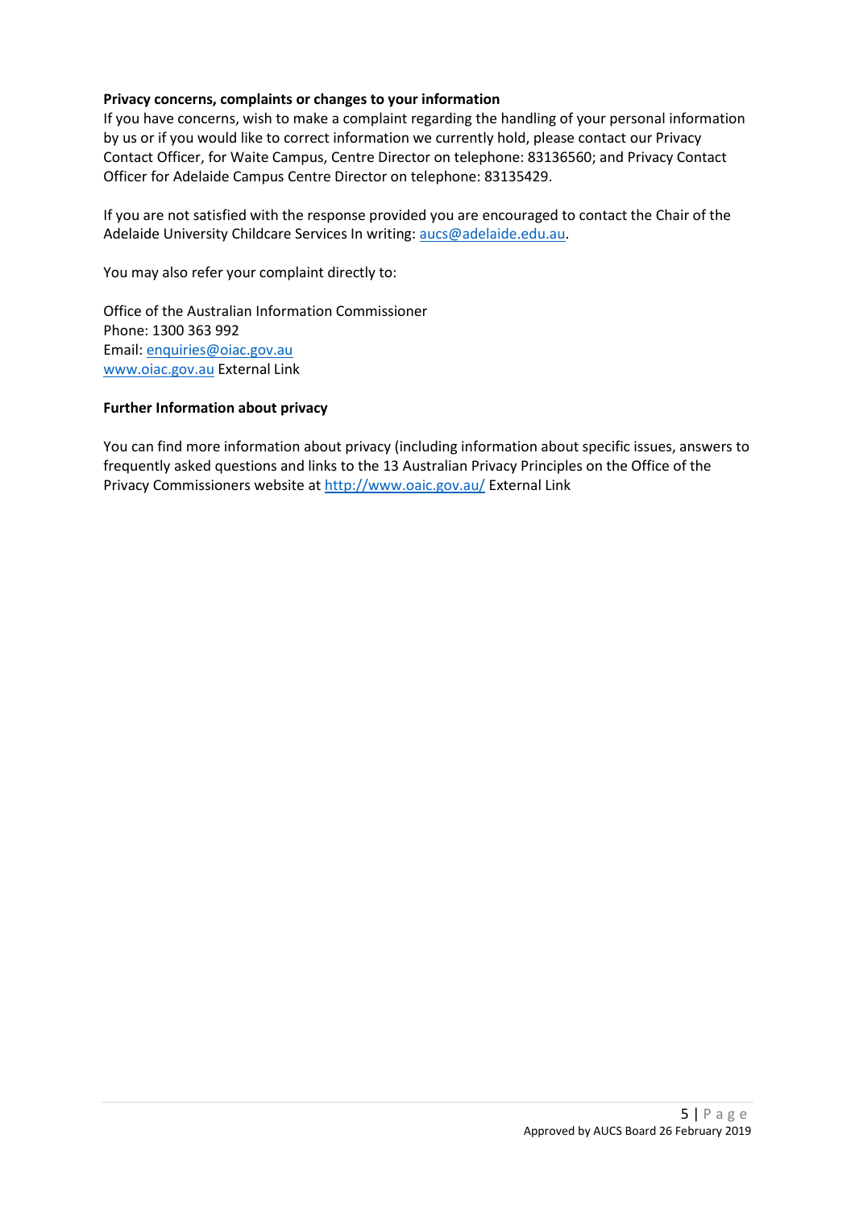**Privacy concerns, complaints or changes to your information**

If you have concerns, wish to make a complaint regarding the handling of your personal information by us or if you would like to correct information we currently hold, please contact our Privacy Contact Officer, for Waite Campus, Centre Director on telephone: 83136560; and Privacy Contact Officer for Adelaide Campus Centre Director on telephone: 83135429.

If you are not satisfied with the response provided you are encouraged to contact the Chair of the Adelaide University Childcare Services In writing: aucs@adelaide.edu.au.

You may also refer your complaint directly to:

Office of the Australian Information Commissioner
Phone: 1300 363 992
Email: enquiries@oiac.gov.au
www.oiac.gov.au External Link

**Further Information about privacy**

You can find more information about privacy (including information about specific issues, answers to frequently asked questions and links to the 13 Australian Privacy Principles on the Office of the Privacy Commissioners website at http://www.oaic.gov.au/ External Link

Approved by AUCS Board 26 February 2019